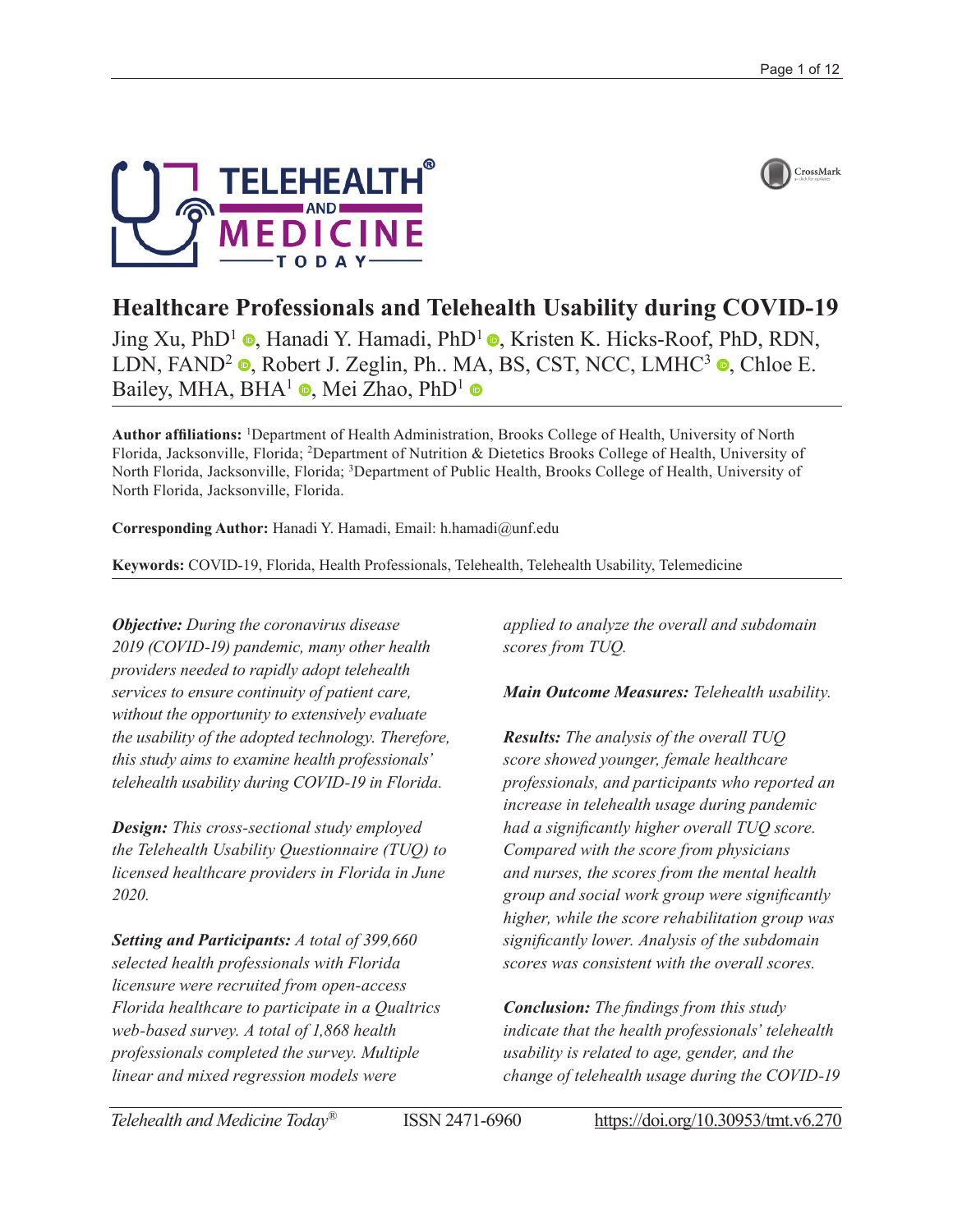# Healthcare Professionals and Telehealth Usability during COVID-19

Jing Xu, PhD[1], Hanadi Y. Hamadi, PhD[1], Kristen K. Hicks-Roof, PhD, RDN, LDN, FAND[2], Robert J. Zeglin, Ph.. MA, BS, CST, NCC, LMHC[3], Chloe E. Bailey, MHA, BHA[1], Mei Zhao, PhD[1]

**Author affiliations:** [1]Department of Health Administration, Brooks College of Health, University of North Florida, Jacksonville, Florida; [2]Department of Nutrition & Dietetics Brooks College of Health, University of North Florida, Jacksonville, Florida; [3]Department of Public Health, Brooks College of Health, University of North Florida, Jacksonville, Florida.

**Corresponding Author:** Hanadi Y. Hamadi, Email: h.hamadi@unf.edu

**Keywords:** COVID-19, Florida, Health Professionals, Telehealth, Telehealth Usability, Telemedicine

***Objective:*** *During the coronavirus disease 2019 (COVID-19) pandemic, many other health providers needed to rapidly adopt telehealth services to ensure continuity of patient care, without the opportunity to extensively evaluate the usability of the adopted technology. Therefore, this study aims to examine health professionals' telehealth usability during COVID-19 in Florida.*

***Design:*** *This cross-sectional study employed the Telehealth Usability Questionnaire (TUQ) to licensed healthcare providers in Florida in June 2020.*

***Setting and Participants:*** *A total of 399,660 selected health professionals with Florida licensure were recruited from open-access Florida healthcare to participate in a Qualtrics web-based survey. A total of 1,868 health professionals completed the survey. Multiple linear and mixed regression models were applied to analyze the overall and subdomain scores from TUQ.*

***Main Outcome Measures:*** *Telehealth usability.*

***Results:*** *The analysis of the overall TUQ score showed younger, female healthcare professionals, and participants who reported an increase in telehealth usage during pandemic had a significantly higher overall TUQ score. Compared with the score from physicians and nurses, the scores from the mental health group and social work group were significantly higher, while the score rehabilitation group was significantly lower. Analysis of the subdomain scores was consistent with the overall scores.*

***Conclusion:*** *The findings from this study indicate that the health professionals' telehealth usability is related to age, gender, and the change of telehealth usage during the COVID-19*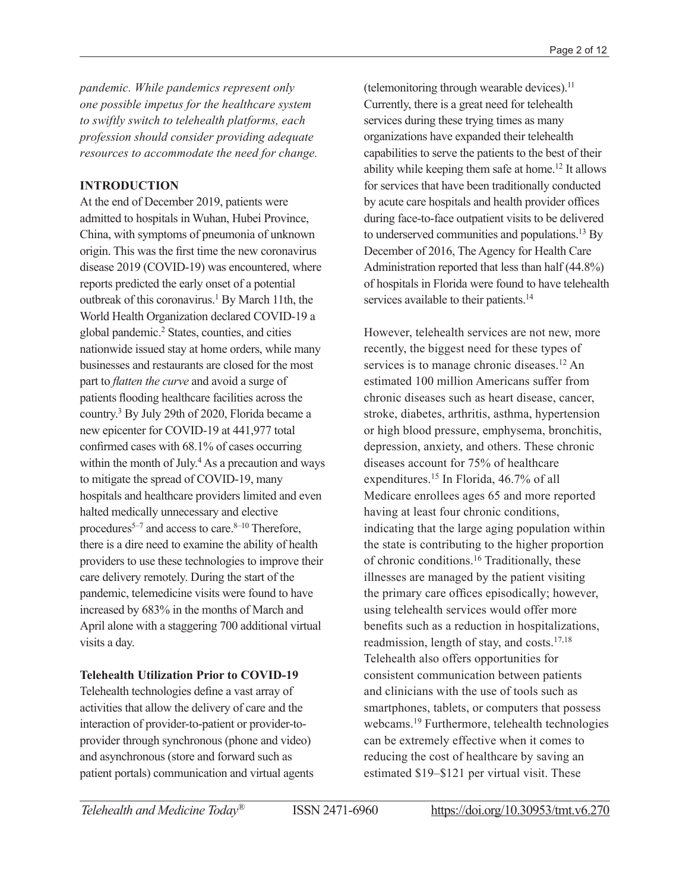*pandemic. While pandemics represent only one possible impetus for the healthcare system to swiftly switch to telehealth platforms, each profession should consider providing adequate resources to accommodate the need for change.*

## INTRODUCTION

At the end of December 2019, patients were admitted to hospitals in Wuhan, Hubei Province, China, with symptoms of pneumonia of unknown origin. This was the first time the new coronavirus disease 2019 (COVID-19) was encountered, where reports predicted the early onset of a potential outbreak of this coronavirus.[1] By March 11th, the World Health Organization declared COVID-19 a global pandemic.[2] States, counties, and cities nationwide issued stay at home orders, while many businesses and restaurants are closed for the most part to *flatten the curve* and avoid a surge of patients flooding healthcare facilities across the country.[3] By July 29th of 2020, Florida became a new epicenter for COVID-19 at 441,977 total confirmed cases with 68.1% of cases occurring within the month of July.[4] As a precaution and ways to mitigate the spread of COVID-19, many hospitals and healthcare providers limited and even halted medically unnecessary and elective procedures[5–7] and access to care.[8–10] Therefore, there is a dire need to examine the ability of health providers to use these technologies to improve their care delivery remotely. During the start of the pandemic, telemedicine visits were found to have increased by 683% in the months of March and April alone with a staggering 700 additional virtual visits a day.

### Telehealth Utilization Prior to COVID-19

Telehealth technologies define a vast array of activities that allow the delivery of care and the interaction of provider-to-patient or provider-to-provider through synchronous (phone and video) and asynchronous (store and forward such as patient portals) communication and virtual agents (telemonitoring through wearable devices).[11] Currently, there is a great need for telehealth services during these trying times as many organizations have expanded their telehealth capabilities to serve the patients to the best of their ability while keeping them safe at home.[12] It allows for services that have been traditionally conducted by acute care hospitals and health provider offices during face-to-face outpatient visits to be delivered to underserved communities and populations.[13] By December of 2016, The Agency for Health Care Administration reported that less than half (44.8%) of hospitals in Florida were found to have telehealth services available to their patients.[14]

However, telehealth services are not new, more recently, the biggest need for these types of services is to manage chronic diseases.[12] An estimated 100 million Americans suffer from chronic diseases such as heart disease, cancer, stroke, diabetes, arthritis, asthma, hypertension or high blood pressure, emphysema, bronchitis, depression, anxiety, and others. These chronic diseases account for 75% of healthcare expenditures.[15] In Florida, 46.7% of all Medicare enrollees ages 65 and more reported having at least four chronic conditions, indicating that the large aging population within the state is contributing to the higher proportion of chronic conditions.[16] Traditionally, these illnesses are managed by the patient visiting the primary care offices episodically; however, using telehealth services would offer more benefits such as a reduction in hospitalizations, readmission, length of stay, and costs.[17,18] Telehealth also offers opportunities for consistent communication between patients and clinicians with the use of tools such as smartphones, tablets, or computers that possess webcams.[19] Furthermore, telehealth technologies can be extremely effective when it comes to reducing the cost of healthcare by saving an estimated $19–$121 per virtual visit. These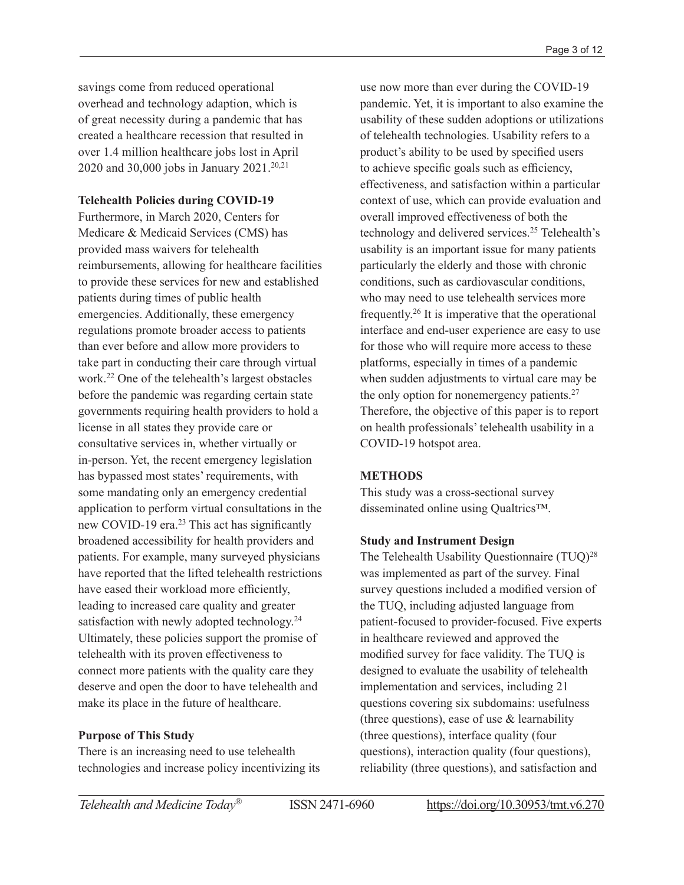savings come from reduced operational overhead and technology adaption, which is of great necessity during a pandemic that has created a healthcare recession that resulted in over 1.4 million healthcare jobs lost in April 2020 and 30,000 jobs in January 2021.[20,21]

### Telehealth Policies during COVID-19

Furthermore, in March 2020, Centers for Medicare & Medicaid Services (CMS) has provided mass waivers for telehealth reimbursements, allowing for healthcare facilities to provide these services for new and established patients during times of public health emergencies. Additionally, these emergency regulations promote broader access to patients than ever before and allow more providers to take part in conducting their care through virtual work.[22] One of the telehealth's largest obstacles before the pandemic was regarding certain state governments requiring health providers to hold a license in all states they provide care or consultative services in, whether virtually or in-person. Yet, the recent emergency legislation has bypassed most states' requirements, with some mandating only an emergency credential application to perform virtual consultations in the new COVID-19 era.[23] This act has significantly broadened accessibility for health providers and patients. For example, many surveyed physicians have reported that the lifted telehealth restrictions have eased their workload more efficiently, leading to increased care quality and greater satisfaction with newly adopted technology.[24] Ultimately, these policies support the promise of telehealth with its proven effectiveness to connect more patients with the quality care they deserve and open the door to have telehealth and make its place in the future of healthcare.

### Purpose of This Study

There is an increasing need to use telehealth technologies and increase policy incentivizing its use now more than ever during the COVID-19 pandemic. Yet, it is important to also examine the usability of these sudden adoptions or utilizations of telehealth technologies. Usability refers to a product's ability to be used by specified users to achieve specific goals such as efficiency, effectiveness, and satisfaction within a particular context of use, which can provide evaluation and overall improved effectiveness of both the technology and delivered services.[25] Telehealth's usability is an important issue for many patients particularly the elderly and those with chronic conditions, such as cardiovascular conditions, who may need to use telehealth services more frequently.[26] It is imperative that the operational interface and end-user experience are easy to use for those who will require more access to these platforms, especially in times of a pandemic when sudden adjustments to virtual care may be the only option for nonemergency patients.[27] Therefore, the objective of this paper is to report on health professionals' telehealth usability in a COVID-19 hotspot area.

## METHODS

This study was a cross-sectional survey disseminated online using Qualtrics™.

### Study and Instrument Design

The Telehealth Usability Questionnaire (TUQ)[28] was implemented as part of the survey. Final survey questions included a modified version of the TUQ, including adjusted language from patient-focused to provider-focused. Five experts in healthcare reviewed and approved the modified survey for face validity. The TUQ is designed to evaluate the usability of telehealth implementation and services, including 21 questions covering six subdomains: usefulness (three questions), ease of use & learnability (three questions), interface quality (four questions), interaction quality (four questions), reliability (three questions), and satisfaction and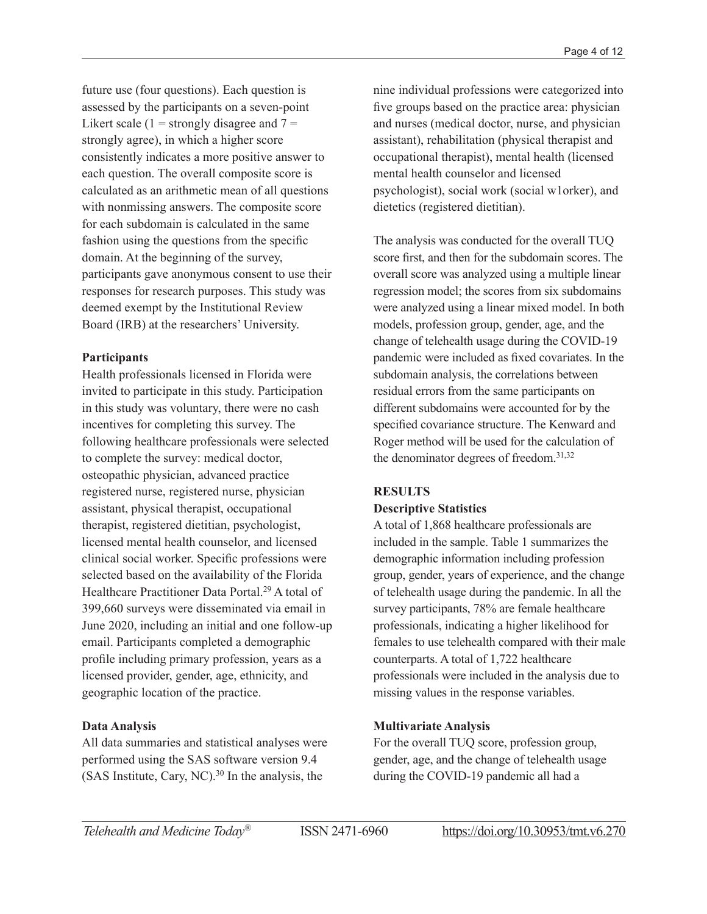future use (four questions). Each question is assessed by the participants on a seven-point Likert scale (1 = strongly disagree and 7 = strongly agree), in which a higher score consistently indicates a more positive answer to each question. The overall composite score is calculated as an arithmetic mean of all questions with nonmissing answers. The composite score for each subdomain is calculated in the same fashion using the questions from the specific domain. At the beginning of the survey, participants gave anonymous consent to use their responses for research purposes. This study was deemed exempt by the Institutional Review Board (IRB) at the researchers' University.

**Participants**

Health professionals licensed in Florida were invited to participate in this study. Participation in this study was voluntary, there were no cash incentives for completing this survey. The following healthcare professionals were selected to complete the survey: medical doctor, osteopathic physician, advanced practice registered nurse, registered nurse, physician assistant, physical therapist, occupational therapist, registered dietitian, psychologist, licensed mental health counselor, and licensed clinical social worker. Specific professions were selected based on the availability of the Florida Healthcare Practitioner Data Portal.[29] A total of 399,660 surveys were disseminated via email in June 2020, including an initial and one follow-up email. Participants completed a demographic profile including primary profession, years as a licensed provider, gender, age, ethnicity, and geographic location of the practice.

**Data Analysis**

All data summaries and statistical analyses were performed using the SAS software version 9.4 (SAS Institute, Cary, NC).[30] In the analysis, the nine individual professions were categorized into five groups based on the practice area: physician and nurses (medical doctor, nurse, and physician assistant), rehabilitation (physical therapist and occupational therapist), mental health (licensed mental health counselor and licensed psychologist), social work (social w1orker), and dietetics (registered dietitian).

The analysis was conducted for the overall TUQ score first, and then for the subdomain scores. The overall score was analyzed using a multiple linear regression model; the scores from six subdomains were analyzed using a linear mixed model. In both models, profession group, gender, age, and the change of telehealth usage during the COVID-19 pandemic were included as fixed covariates. In the subdomain analysis, the correlations between residual errors from the same participants on different subdomains were accounted for by the specified covariance structure. The Kenward and Roger method will be used for the calculation of the denominator degrees of freedom.[31,32]

**RESULTS**

**Descriptive Statistics**

A total of 1,868 healthcare professionals are included in the sample. Table 1 summarizes the demographic information including profession group, gender, years of experience, and the change of telehealth usage during the pandemic. In all the survey participants, 78% are female healthcare professionals, indicating a higher likelihood for females to use telehealth compared with their male counterparts. A total of 1,722 healthcare professionals were included in the analysis due to missing values in the response variables.

**Multivariate Analysis**

For the overall TUQ score, profession group, gender, age, and the change of telehealth usage during the COVID-19 pandemic all had a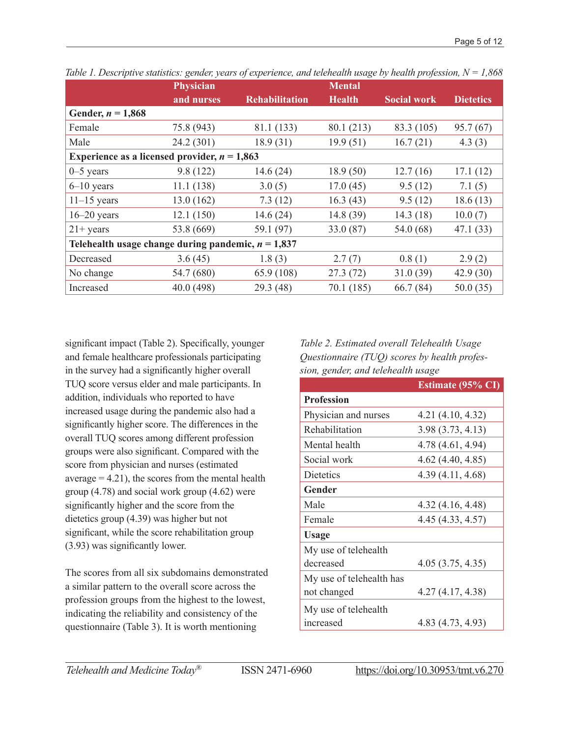*Table 1. Descriptive statistics: gender, years of experience, and telehealth usage by health profession, N = 1,868*

| | Physician and nurses | Rehabilitation | Mental Health | Social work | Dietetics |
|---|---|---|---|---|---|
| **Gender, *n* = 1,868** | | | | | |
| Female | 75.8 (943) | 81.1 (133) | 80.1 (213) | 83.3 (105) | 95.7 (67) |
| Male | 24.2 (301) | 18.9 (31) | 19.9 (51) | 16.7 (21) | 4.3 (3) |
| **Experience as a licensed provider, *n* = 1,863** | | | | | |
| 0–5 years | 9.8 (122) | 14.6 (24) | 18.9 (50) | 12.7 (16) | 17.1 (12) |
| 6–10 years | 11.1 (138) | 3.0 (5) | 17.0 (45) | 9.5 (12) | 7.1 (5) |
| 11–15 years | 13.0 (162) | 7.3 (12) | 16.3 (43) | 9.5 (12) | 18.6 (13) |
| 16–20 years | 12.1 (150) | 14.6 (24) | 14.8 (39) | 14.3 (18) | 10.0 (7) |
| 21+ years | 53.8 (669) | 59.1 (97) | 33.0 (87) | 54.0 (68) | 47.1 (33) |
| **Telehealth usage change during pandemic, *n* = 1,837** | | | | | |
| Decreased | 3.6 (45) | 1.8 (3) | 2.7 (7) | 0.8 (1) | 2.9 (2) |
| No change | 54.7 (680) | 65.9 (108) | 27.3 (72) | 31.0 (39) | 42.9 (30) |
| Increased | 40.0 (498) | 29.3 (48) | 70.1 (185) | 66.7 (84) | 50.0 (35) |

significant impact (Table 2). Specifically, younger and female healthcare professionals participating in the survey had a significantly higher overall TUQ score versus elder and male participants. In addition, individuals who reported to have increased usage during the pandemic also had a significantly higher score. The differences in the overall TUQ scores among different profession groups were also significant. Compared with the score from physician and nurses (estimated average = 4.21), the scores from the mental health group (4.78) and social work group (4.62) were significantly higher and the score from the dietetics group (4.39) was higher but not significant, while the score rehabilitation group (3.93) was significantly lower.

The scores from all six subdomains demonstrated a similar pattern to the overall score across the profession groups from the highest to the lowest, indicating the reliability and consistency of the questionnaire (Table 3). It is worth mentioning

*Table 2. Estimated overall Telehealth Usage Questionnaire (TUQ) scores by health profession, gender, and telehealth usage*

| | Estimate (95% CI) |
|---|---|
| **Profession** | |
| Physician and nurses | 4.21 (4.10, 4.32) |
| Rehabilitation | 3.98 (3.73, 4.13) |
| Mental health | 4.78 (4.61, 4.94) |
| Social work | 4.62 (4.40, 4.85) |
| Dietetics | 4.39 (4.11, 4.68) |
| **Gender** | |
| Male | 4.32 (4.16, 4.48) |
| Female | 4.45 (4.33, 4.57) |
| **Usage** | |
| My use of telehealth decreased | 4.05 (3.75, 4.35) |
| My use of telehealth has not changed | 4.27 (4.17, 4.38) |
| My use of telehealth increased | 4.83 (4.73, 4.93) |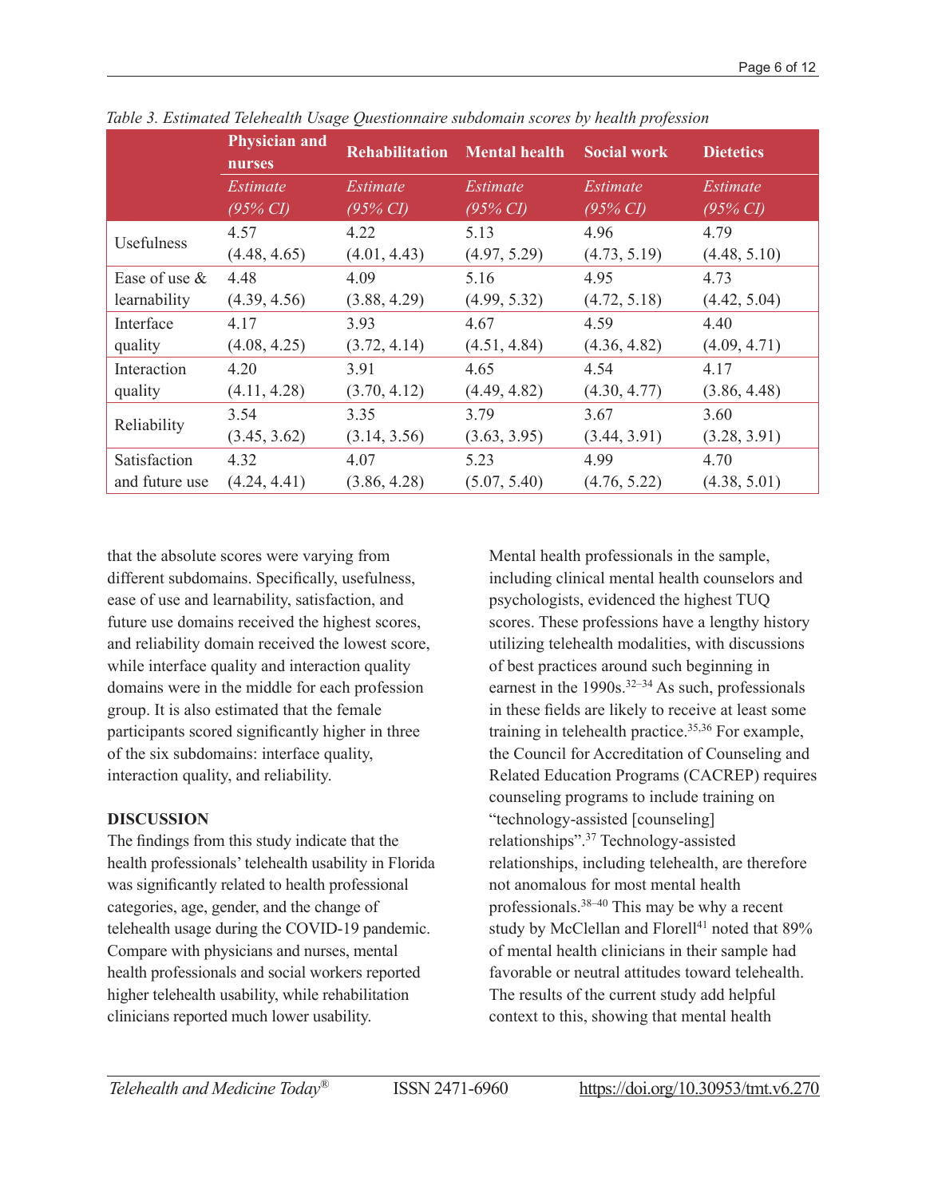*Table 3. Estimated Telehealth Usage Questionnaire subdomain scores by health profession*

| | Physician and nurses | Rehabilitation | Mental health | Social work | Dietetics |
|---|---|---|---|---|---|
| | *Estimate (95% CI)* | *Estimate (95% CI)* | *Estimate (95% CI)* | *Estimate (95% CI)* | *Estimate (95% CI)* |
| Usefulness | 4.57 (4.48, 4.65) | 4.22 (4.01, 4.43) | 5.13 (4.97, 5.29) | 4.96 (4.73, 5.19) | 4.79 (4.48, 5.10) |
| Ease of use & learnability | 4.48 (4.39, 4.56) | 4.09 (3.88, 4.29) | 5.16 (4.99, 5.32) | 4.95 (4.72, 5.18) | 4.73 (4.42, 5.04) |
| Interface quality | 4.17 (4.08, 4.25) | 3.93 (3.72, 4.14) | 4.67 (4.51, 4.84) | 4.59 (4.36, 4.82) | 4.40 (4.09, 4.71) |
| Interaction quality | 4.20 (4.11, 4.28) | 3.91 (3.70, 4.12) | 4.65 (4.49, 4.82) | 4.54 (4.30, 4.77) | 4.17 (3.86, 4.48) |
| Reliability | 3.54 (3.45, 3.62) | 3.35 (3.14, 3.56) | 3.79 (3.63, 3.95) | 3.67 (3.44, 3.91) | 3.60 (3.28, 3.91) |
| Satisfaction and future use | 4.32 (4.24, 4.41) | 4.07 (3.86, 4.28) | 5.23 (5.07, 5.40) | 4.99 (4.76, 5.22) | 4.70 (4.38, 5.01) |

that the absolute scores were varying from different subdomains. Specifically, usefulness, ease of use and learnability, satisfaction, and future use domains received the highest scores, and reliability domain received the lowest score, while interface quality and interaction quality domains were in the middle for each profession group. It is also estimated that the female participants scored significantly higher in three of the six subdomains: interface quality, interaction quality, and reliability.

## DISCUSSION

The findings from this study indicate that the health professionals' telehealth usability in Florida was significantly related to health professional categories, age, gender, and the change of telehealth usage during the COVID-19 pandemic. Compare with physicians and nurses, mental health professionals and social workers reported higher telehealth usability, while rehabilitation clinicians reported much lower usability.

Mental health professionals in the sample, including clinical mental health counselors and psychologists, evidenced the highest TUQ scores. These professions have a lengthy history utilizing telehealth modalities, with discussions of best practices around such beginning in earnest in the 1990s.[32–34] As such, professionals in these fields are likely to receive at least some training in telehealth practice.[35,36] For example, the Council for Accreditation of Counseling and Related Education Programs (CACREP) requires counseling programs to include training on "technology-assisted [counseling] relationships".[37] Technology-assisted relationships, including telehealth, are therefore not anomalous for most mental health professionals.[38–40] This may be why a recent study by McClellan and Florell[41] noted that 89% of mental health clinicians in their sample had favorable or neutral attitudes toward telehealth. The results of the current study add helpful context to this, showing that mental health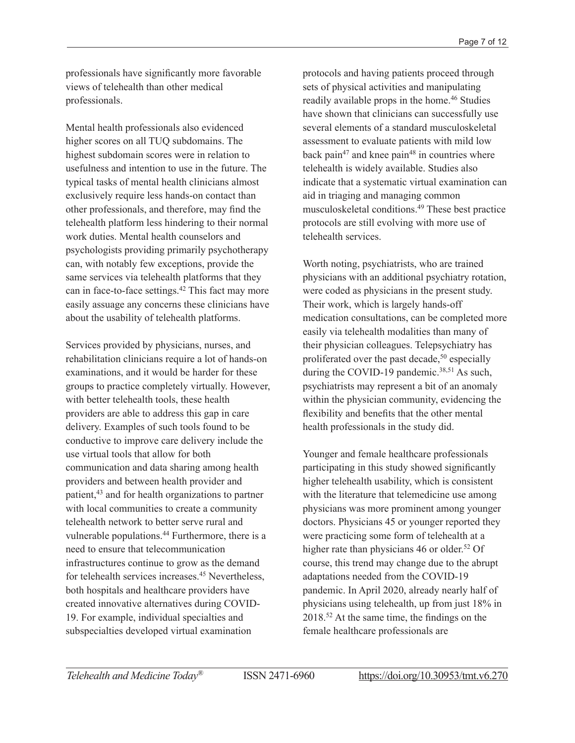professionals have significantly more favorable views of telehealth than other medical professionals.

Mental health professionals also evidenced higher scores on all TUQ subdomains. The highest subdomain scores were in relation to usefulness and intention to use in the future. The typical tasks of mental health clinicians almost exclusively require less hands-on contact than other professionals, and therefore, may find the telehealth platform less hindering to their normal work duties. Mental health counselors and psychologists providing primarily psychotherapy can, with notably few exceptions, provide the same services via telehealth platforms that they can in face-to-face settings.[42] This fact may more easily assuage any concerns these clinicians have about the usability of telehealth platforms.

Services provided by physicians, nurses, and rehabilitation clinicians require a lot of hands-on examinations, and it would be harder for these groups to practice completely virtually. However, with better telehealth tools, these health providers are able to address this gap in care delivery. Examples of such tools found to be conductive to improve care delivery include the use virtual tools that allow for both communication and data sharing among health providers and between health provider and patient,[43] and for health organizations to partner with local communities to create a community telehealth network to better serve rural and vulnerable populations.[44] Furthermore, there is a need to ensure that telecommunication infrastructures continue to grow as the demand for telehealth services increases.[45] Nevertheless, both hospitals and healthcare providers have created innovative alternatives during COVID-19. For example, individual specialties and subspecialties developed virtual examination protocols and having patients proceed through sets of physical activities and manipulating readily available props in the home.[46] Studies have shown that clinicians can successfully use several elements of a standard musculoskeletal assessment to evaluate patients with mild low back pain[47] and knee pain[48] in countries where telehealth is widely available. Studies also indicate that a systematic virtual examination can aid in triaging and managing common musculoskeletal conditions.[49] These best practice protocols are still evolving with more use of telehealth services.

Worth noting, psychiatrists, who are trained physicians with an additional psychiatry rotation, were coded as physicians in the present study. Their work, which is largely hands-off medication consultations, can be completed more easily via telehealth modalities than many of their physician colleagues. Telepsychiatry has proliferated over the past decade,[50] especially during the COVID-19 pandemic.[38,51] As such, psychiatrists may represent a bit of an anomaly within the physician community, evidencing the flexibility and benefits that the other mental health professionals in the study did.

Younger and female healthcare professionals participating in this study showed significantly higher telehealth usability, which is consistent with the literature that telemedicine use among physicians was more prominent among younger doctors. Physicians 45 or younger reported they were practicing some form of telehealth at a higher rate than physicians 46 or older.[52] Of course, this trend may change due to the abrupt adaptations needed from the COVID-19 pandemic. In April 2020, already nearly half of physicians using telehealth, up from just 18% in 2018.[52] At the same time, the findings on the female healthcare professionals are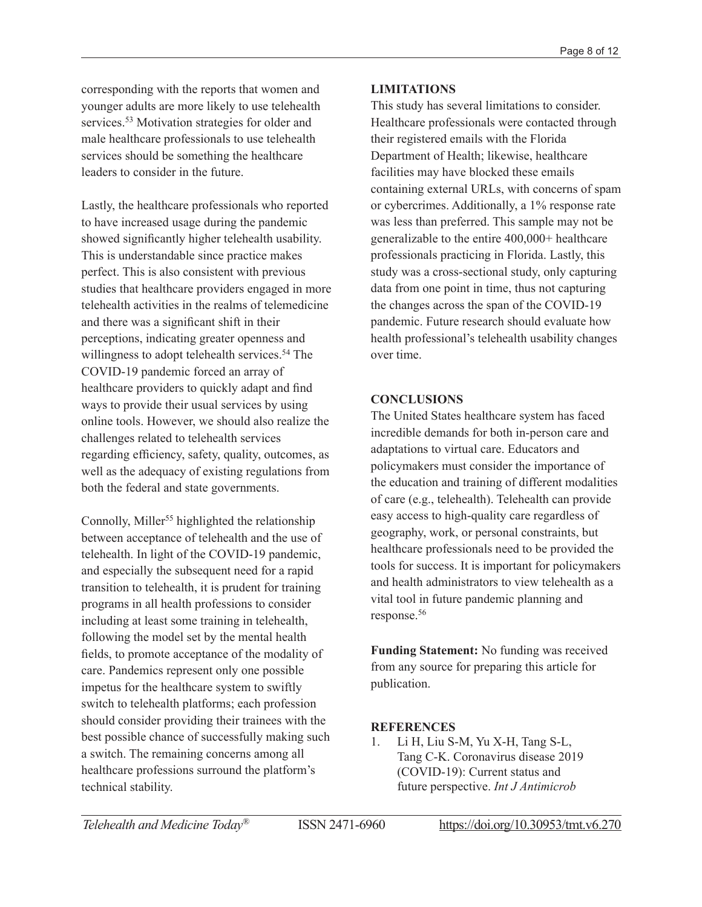corresponding with the reports that women and younger adults are more likely to use telehealth services.[53] Motivation strategies for older and male healthcare professionals to use telehealth services should be something the healthcare leaders to consider in the future.

Lastly, the healthcare professionals who reported to have increased usage during the pandemic showed significantly higher telehealth usability. This is understandable since practice makes perfect. This is also consistent with previous studies that healthcare providers engaged in more telehealth activities in the realms of telemedicine and there was a significant shift in their perceptions, indicating greater openness and willingness to adopt telehealth services.[54] The COVID-19 pandemic forced an array of healthcare providers to quickly adapt and find ways to provide their usual services by using online tools. However, we should also realize the challenges related to telehealth services regarding efficiency, safety, quality, outcomes, as well as the adequacy of existing regulations from both the federal and state governments.

Connolly, Miller[55] highlighted the relationship between acceptance of telehealth and the use of telehealth. In light of the COVID-19 pandemic, and especially the subsequent need for a rapid transition to telehealth, it is prudent for training programs in all health professions to consider including at least some training in telehealth, following the model set by the mental health fields, to promote acceptance of the modality of care. Pandemics represent only one possible impetus for the healthcare system to swiftly switch to telehealth platforms; each profession should consider providing their trainees with the best possible chance of successfully making such a switch. The remaining concerns among all healthcare professions surround the platform's technical stability.

## LIMITATIONS

This study has several limitations to consider. Healthcare professionals were contacted through their registered emails with the Florida Department of Health; likewise, healthcare facilities may have blocked these emails containing external URLs, with concerns of spam or cybercrimes. Additionally, a 1% response rate was less than preferred. This sample may not be generalizable to the entire 400,000+ healthcare professionals practicing in Florida. Lastly, this study was a cross-sectional study, only capturing data from one point in time, thus not capturing the changes across the span of the COVID-19 pandemic. Future research should evaluate how health professional's telehealth usability changes over time.

## CONCLUSIONS

The United States healthcare system has faced incredible demands for both in-person care and adaptations to virtual care. Educators and policymakers must consider the importance of the education and training of different modalities of care (e.g., telehealth). Telehealth can provide easy access to high-quality care regardless of geography, work, or personal constraints, but healthcare professionals need to be provided the tools for success. It is important for policymakers and health administrators to view telehealth as a vital tool in future pandemic planning and response.[56]

**Funding Statement:** No funding was received from any source for preparing this article for publication.

## REFERENCES

1. Li H, Liu S-M, Yu X-H, Tang S-L, Tang C-K. Coronavirus disease 2019 (COVID-19): Current status and future perspective. *Int J Antimicrob*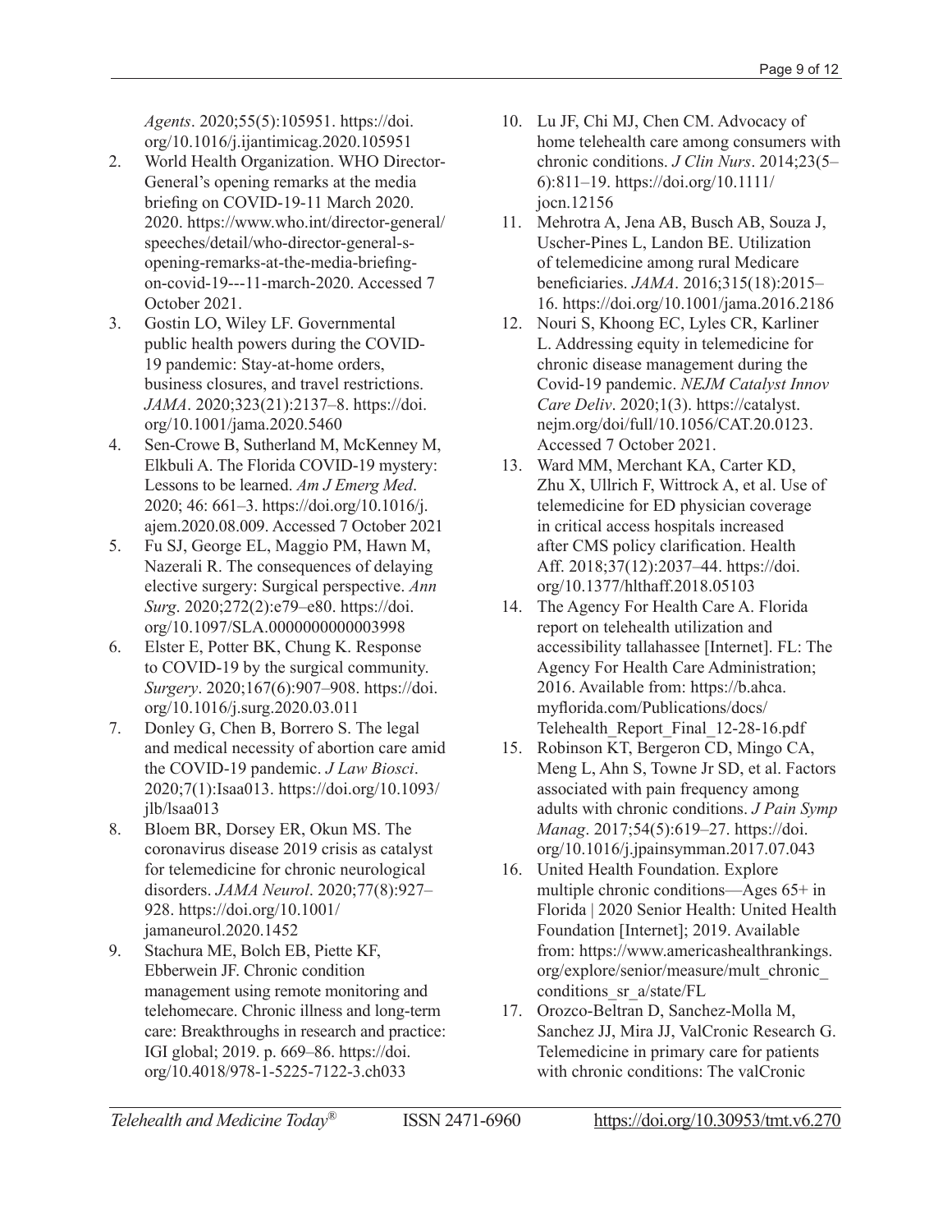*Agents*. 2020;55(5):105951. https://doi.org/10.1016/j.ijantimicag.2020.105951

2. World Health Organization. WHO Director-General's opening remarks at the media briefing on COVID-19-11 March 2020. 2020. https://www.who.int/director-general/speeches/detail/who-director-general-s-opening-remarks-at-the-media-briefing-on-covid-19---11-march-2020. Accessed 7 October 2021.
3. Gostin LO, Wiley LF. Governmental public health powers during the COVID-19 pandemic: Stay-at-home orders, business closures, and travel restrictions. *JAMA*. 2020;323(21):2137–8. https://doi.org/10.1001/jama.2020.5460
4. Sen-Crowe B, Sutherland M, McKenney M, Elkbuli A. The Florida COVID-19 mystery: Lessons to be learned. *Am J Emerg Med*. 2020; 46: 661–3. https://doi.org/10.1016/j.ajem.2020.08.009. Accessed 7 October 2021
5. Fu SJ, George EL, Maggio PM, Hawn M, Nazerali R. The consequences of delaying elective surgery: Surgical perspective. *Ann Surg*. 2020;272(2):e79–e80. https://doi.org/10.1097/SLA.0000000000003998
6. Elster E, Potter BK, Chung K. Response to COVID-19 by the surgical community. *Surgery*. 2020;167(6):907–908. https://doi.org/10.1016/j.surg.2020.03.011
7. Donley G, Chen B, Borrero S. The legal and medical necessity of abortion care amid the COVID-19 pandemic. *J Law Biosci*. 2020;7(1):Isaa013. https://doi.org/10.1093/jlb/lsaa013
8. Bloem BR, Dorsey ER, Okun MS. The coronavirus disease 2019 crisis as catalyst for telemedicine for chronic neurological disorders. *JAMA Neurol*. 2020;77(8):927–928. https://doi.org/10.1001/jamaneurol.2020.1452
9. Stachura ME, Bolch EB, Piette KF, Ebberwein JF. Chronic condition management using remote monitoring and telehomecare. Chronic illness and long-term care: Breakthroughs in research and practice: IGI global; 2019. p. 669–86. https://doi.org/10.4018/978-1-5225-7122-3.ch033
10. Lu JF, Chi MJ, Chen CM. Advocacy of home telehealth care among consumers with chronic conditions. *J Clin Nurs*. 2014;23(5–6):811–19. https://doi.org/10.1111/jocn.12156
11. Mehrotra A, Jena AB, Busch AB, Souza J, Uscher-Pines L, Landon BE. Utilization of telemedicine among rural Medicare beneficiaries. *JAMA*. 2016;315(18):2015–16. https://doi.org/10.1001/jama.2016.2186
12. Nouri S, Khoong EC, Lyles CR, Karliner L. Addressing equity in telemedicine for chronic disease management during the Covid-19 pandemic. *NEJM Catalyst Innov Care Deliv*. 2020;1(3). https://catalyst.nejm.org/doi/full/10.1056/CAT.20.0123. Accessed 7 October 2021.
13. Ward MM, Merchant KA, Carter KD, Zhu X, Ullrich F, Wittrock A, et al. Use of telemedicine for ED physician coverage in critical access hospitals increased after CMS policy clarification. Health Aff. 2018;37(12):2037–44. https://doi.org/10.1377/hlthaff.2018.05103
14. The Agency For Health Care A. Florida report on telehealth utilization and accessibility tallahassee [Internet]. FL: The Agency For Health Care Administration; 2016. Available from: https://b.ahca.myflorida.com/Publications/docs/Telehealth_Report_Final_12-28-16.pdf
15. Robinson KT, Bergeron CD, Mingo CA, Meng L, Ahn S, Towne Jr SD, et al. Factors associated with pain frequency among adults with chronic conditions. *J Pain Symp Manag*. 2017;54(5):619–27. https://doi.org/10.1016/j.jpainsymman.2017.07.043
16. United Health Foundation. Explore multiple chronic conditions—Ages 65+ in Florida | 2020 Senior Health: United Health Foundation [Internet]; 2019. Available from: https://www.americashealthrankings.org/explore/senior/measure/mult_chronic_conditions_sr_a/state/FL
17. Orozco-Beltran D, Sanchez-Molla M, Sanchez JJ, Mira JJ, ValCronic Research G. Telemedicine in primary care for patients with chronic conditions: The valCronic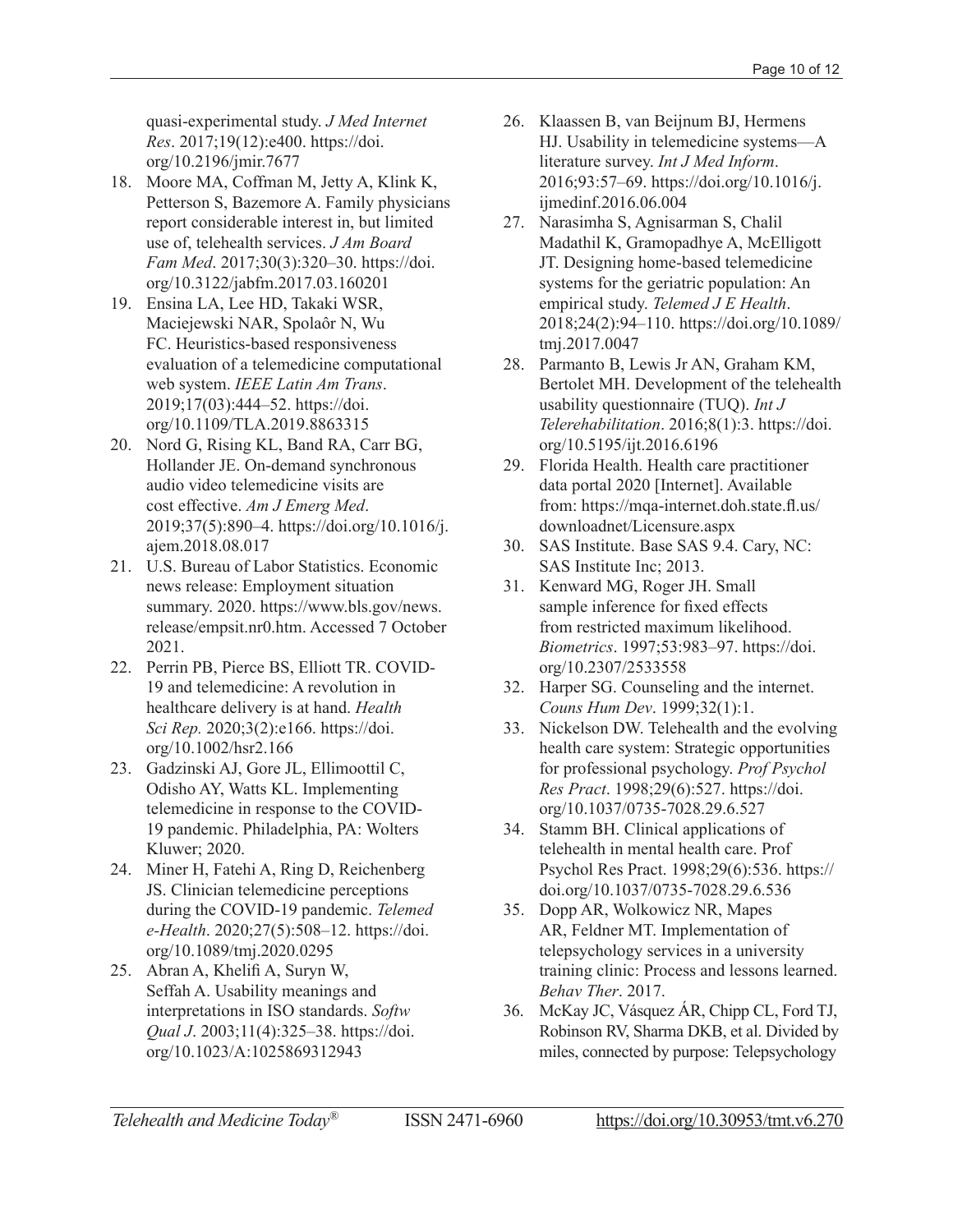quasi-experimental study. *J Med Internet Res*. 2017;19(12):e400. https://doi.org/10.2196/jmir.7677

18. Moore MA, Coffman M, Jetty A, Klink K, Petterson S, Bazemore A. Family physicians report considerable interest in, but limited use of, telehealth services. *J Am Board Fam Med*. 2017;30(3):320–30. https://doi.org/10.3122/jabfm.2017.03.160201
19. Ensina LA, Lee HD, Takaki WSR, Maciejewski NAR, Spolaôr N, Wu FC. Heuristics-based responsiveness evaluation of a telemedicine computational web system. *IEEE Latin Am Trans*. 2019;17(03):444–52. https://doi.org/10.1109/TLA.2019.8863315
20. Nord G, Rising KL, Band RA, Carr BG, Hollander JE. On-demand synchronous audio video telemedicine visits are cost effective. *Am J Emerg Med*. 2019;37(5):890–4. https://doi.org/10.1016/j.ajem.2018.08.017
21. U.S. Bureau of Labor Statistics. Economic news release: Employment situation summary. 2020. https://www.bls.gov/news.release/empsit.nr0.htm. Accessed 7 October 2021.
22. Perrin PB, Pierce BS, Elliott TR. COVID-19 and telemedicine: A revolution in healthcare delivery is at hand. *Health Sci Rep.* 2020;3(2):e166. https://doi.org/10.1002/hsr2.166
23. Gadzinski AJ, Gore JL, Ellimoottil C, Odisho AY, Watts KL. Implementing telemedicine in response to the COVID-19 pandemic. Philadelphia, PA: Wolters Kluwer; 2020.
24. Miner H, Fatehi A, Ring D, Reichenberg JS. Clinician telemedicine perceptions during the COVID-19 pandemic. *Telemed e-Health*. 2020;27(5):508–12. https://doi.org/10.1089/tmj.2020.0295
25. Abran A, Khelifi A, Suryn W, Seffah A. Usability meanings and interpretations in ISO standards. *Softw Qual J*. 2003;11(4):325–38. https://doi.org/10.1023/A:1025869312943
26. Klaassen B, van Beijnum BJ, Hermens HJ. Usability in telemedicine systems—A literature survey. *Int J Med Inform*. 2016;93:57–69. https://doi.org/10.1016/j.ijmedinf.2016.06.004
27. Narasimha S, Agnisarman S, Chalil Madathil K, Gramopadhye A, McElligott JT. Designing home-based telemedicine systems for the geriatric population: An empirical study. *Telemed J E Health*. 2018;24(2):94–110. https://doi.org/10.1089/tmj.2017.0047
28. Parmanto B, Lewis Jr AN, Graham KM, Bertolet MH. Development of the telehealth usability questionnaire (TUQ). *Int J Telerehabilitation*. 2016;8(1):3. https://doi.org/10.5195/ijt.2016.6196
29. Florida Health. Health care practitioner data portal 2020 [Internet]. Available from: https://mqa-internet.doh.state.fl.us/downloadnet/Licensure.aspx
30. SAS Institute. Base SAS 9.4. Cary, NC: SAS Institute Inc; 2013.
31. Kenward MG, Roger JH. Small sample inference for fixed effects from restricted maximum likelihood. *Biometrics*. 1997;53:983–97. https://doi.org/10.2307/2533558
32. Harper SG. Counseling and the internet. *Couns Hum Dev*. 1999;32(1):1.
33. Nickelson DW. Telehealth and the evolving health care system: Strategic opportunities for professional psychology. *Prof Psychol Res Pract*. 1998;29(6):527. https://doi.org/10.1037/0735-7028.29.6.527
34. Stamm BH. Clinical applications of telehealth in mental health care. Prof Psychol Res Pract. 1998;29(6):536. https://doi.org/10.1037/0735-7028.29.6.536
35. Dopp AR, Wolkowicz NR, Mapes AR, Feldner MT. Implementation of telepsychology services in a university training clinic: Process and lessons learned. *Behav Ther*. 2017.
36. McKay JC, Vásquez ÁR, Chipp CL, Ford TJ, Robinson RV, Sharma DKB, et al. Divided by miles, connected by purpose: Telepsychology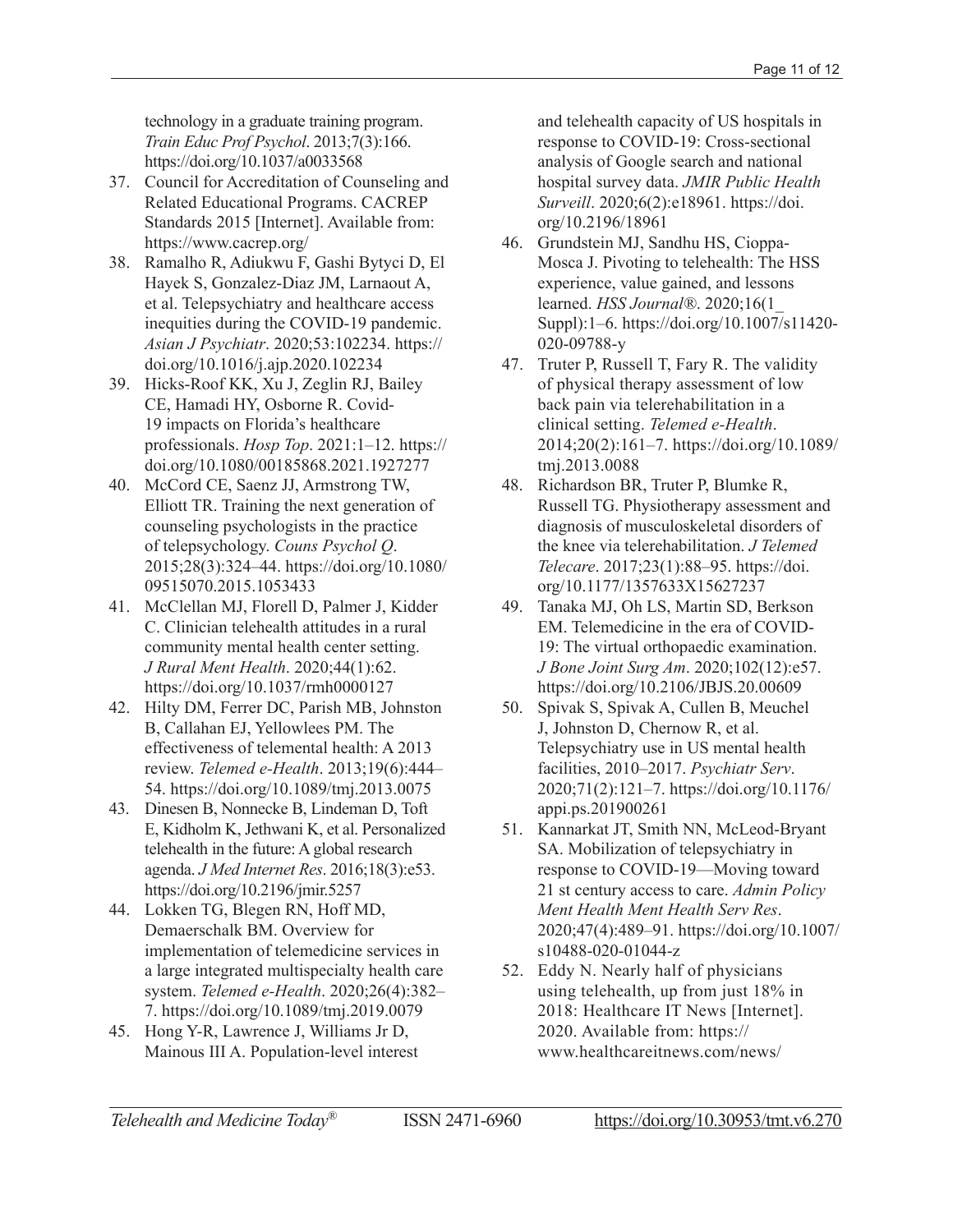technology in a graduate training program. *Train Educ Prof Psychol*. 2013;7(3):166. https://doi.org/10.1037/a0033568

37. Council for Accreditation of Counseling and Related Educational Programs. CACREP Standards 2015 [Internet]. Available from: https://www.cacrep.org/
38. Ramalho R, Adiukwu F, Gashi Bytyci D, El Hayek S, Gonzalez-Diaz JM, Larnaout A, et al. Telepsychiatry and healthcare access inequities during the COVID-19 pandemic. *Asian J Psychiatr*. 2020;53:102234. https://doi.org/10.1016/j.ajp.2020.102234
39. Hicks-Roof KK, Xu J, Zeglin RJ, Bailey CE, Hamadi HY, Osborne R. Covid-19 impacts on Florida's healthcare professionals. *Hosp Top*. 2021:1–12. https://doi.org/10.1080/00185868.2021.1927277
40. McCord CE, Saenz JJ, Armstrong TW, Elliott TR. Training the next generation of counseling psychologists in the practice of telepsychology. *Couns Psychol Q*. 2015;28(3):324–44. https://doi.org/10.1080/09515070.2015.1053433
41. McClellan MJ, Florell D, Palmer J, Kidder C. Clinician telehealth attitudes in a rural community mental health center setting. *J Rural Ment Health*. 2020;44(1):62. https://doi.org/10.1037/rmh0000127
42. Hilty DM, Ferrer DC, Parish MB, Johnston B, Callahan EJ, Yellowlees PM. The effectiveness of telemental health: A 2013 review. *Telemed e-Health*. 2013;19(6):444–54. https://doi.org/10.1089/tmj.2013.0075
43. Dinesen B, Nonnecke B, Lindeman D, Toft E, Kidholm K, Jethwani K, et al. Personalized telehealth in the future: A global research agenda. *J Med Internet Res*. 2016;18(3):e53. https://doi.org/10.2196/jmir.5257
44. Lokken TG, Blegen RN, Hoff MD, Demaerschalk BM. Overview for implementation of telemedicine services in a large integrated multispecialty health care system. *Telemed e-Health*. 2020;26(4):382–7. https://doi.org/10.1089/tmj.2019.0079
45. Hong Y-R, Lawrence J, Williams Jr D, Mainous III A. Population-level interest and telehealth capacity of US hospitals in response to COVID-19: Cross-sectional analysis of Google search and national hospital survey data. *JMIR Public Health Surveill*. 2020;6(2):e18961. https://doi.org/10.2196/18961
46. Grundstein MJ, Sandhu HS, Cioppa-Mosca J. Pivoting to telehealth: The HSS experience, value gained, and lessons learned. *HSS Journal®*. 2020;16(1_Suppl):1–6. https://doi.org/10.1007/s11420-020-09788-y
47. Truter P, Russell T, Fary R. The validity of physical therapy assessment of low back pain via telerehabilitation in a clinical setting. *Telemed e-Health*. 2014;20(2):161–7. https://doi.org/10.1089/tmj.2013.0088
48. Richardson BR, Truter P, Blumke R, Russell TG. Physiotherapy assessment and diagnosis of musculoskeletal disorders of the knee via telerehabilitation. *J Telemed Telecare*. 2017;23(1):88–95. https://doi.org/10.1177/1357633X15627237
49. Tanaka MJ, Oh LS, Martin SD, Berkson EM. Telemedicine in the era of COVID-19: The virtual orthopaedic examination. *J Bone Joint Surg Am*. 2020;102(12):e57. https://doi.org/10.2106/JBJS.20.00609
50. Spivak S, Spivak A, Cullen B, Meuchel J, Johnston D, Chernow R, et al. Telepsychiatry use in US mental health facilities, 2010–2017. *Psychiatr Serv*. 2020;71(2):121–7. https://doi.org/10.1176/appi.ps.201900261
51. Kannarkat JT, Smith NN, McLeod-Bryant SA. Mobilization of telepsychiatry in response to COVID-19—Moving toward 21 st century access to care. *Admin Policy Ment Health Ment Health Serv Res*. 2020;47(4):489–91. https://doi.org/10.1007/s10488-020-01044-z
52. Eddy N. Nearly half of physicians using telehealth, up from just 18% in 2018: Healthcare IT News [Internet]. 2020. Available from: https://www.healthcareitnews.com/news/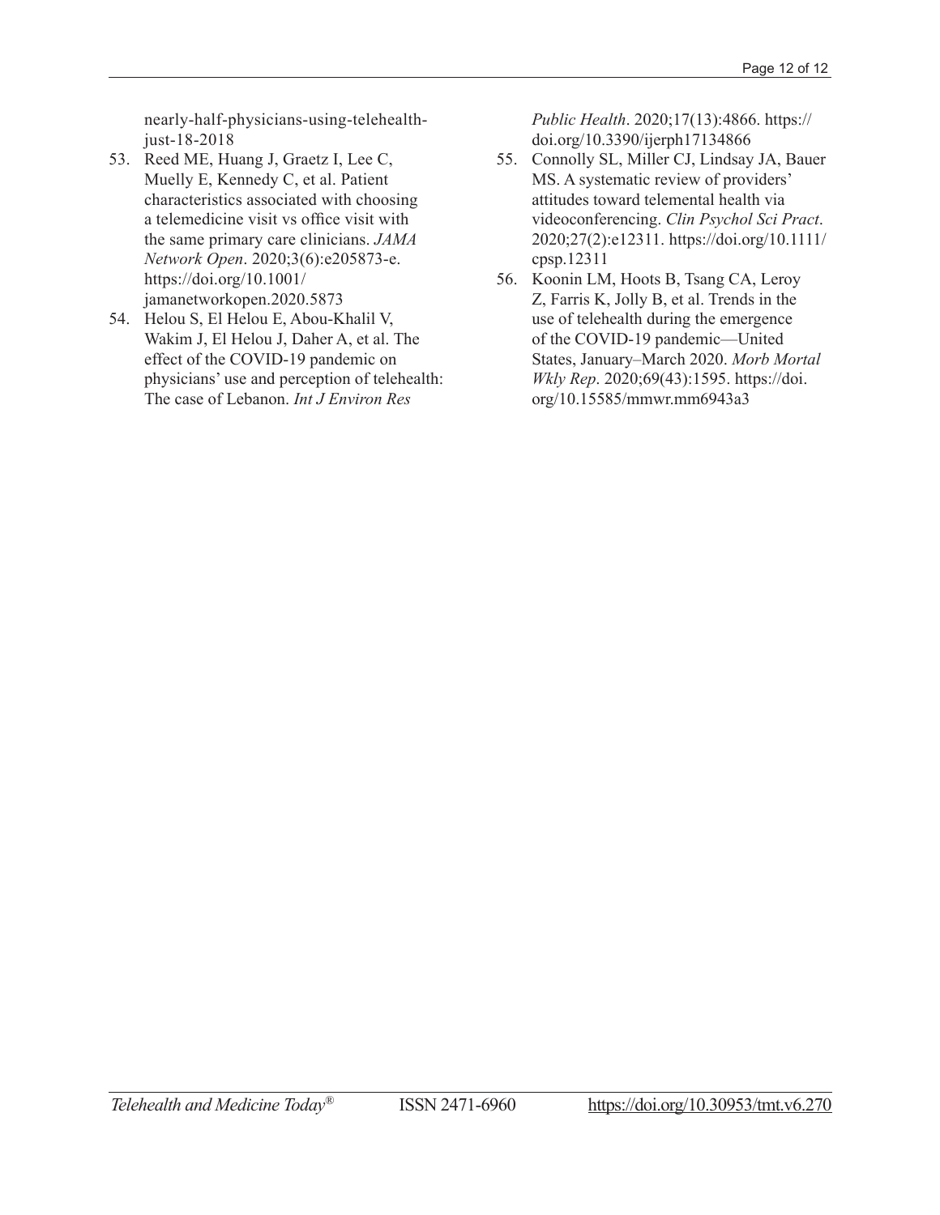nearly-half-physicians-using-telehealth-just-18-2018

53. Reed ME, Huang J, Graetz I, Lee C, Muelly E, Kennedy C, et al. Patient characteristics associated with choosing a telemedicine visit vs office visit with the same primary care clinicians. *JAMA Network Open*. 2020;3(6):e205873-e. https://doi.org/10.1001/jamanetworkopen.2020.5873
54. Helou S, El Helou E, Abou-Khalil V, Wakim J, El Helou J, Daher A, et al. The effect of the COVID-19 pandemic on physicians' use and perception of telehealth: The case of Lebanon. *Int J Environ Res Public Health*. 2020;17(13):4866. https://doi.org/10.3390/ijerph17134866
55. Connolly SL, Miller CJ, Lindsay JA, Bauer MS. A systematic review of providers' attitudes toward telemental health via videoconferencing. *Clin Psychol Sci Pract*. 2020;27(2):e12311. https://doi.org/10.1111/cpsp.12311
56. Koonin LM, Hoots B, Tsang CA, Leroy Z, Farris K, Jolly B, et al. Trends in the use of telehealth during the emergence of the COVID-19 pandemic—United States, January–March 2020. *Morb Mortal Wkly Rep*. 2020;69(43):1595. https://doi.org/10.15585/mmwr.mm6943a3